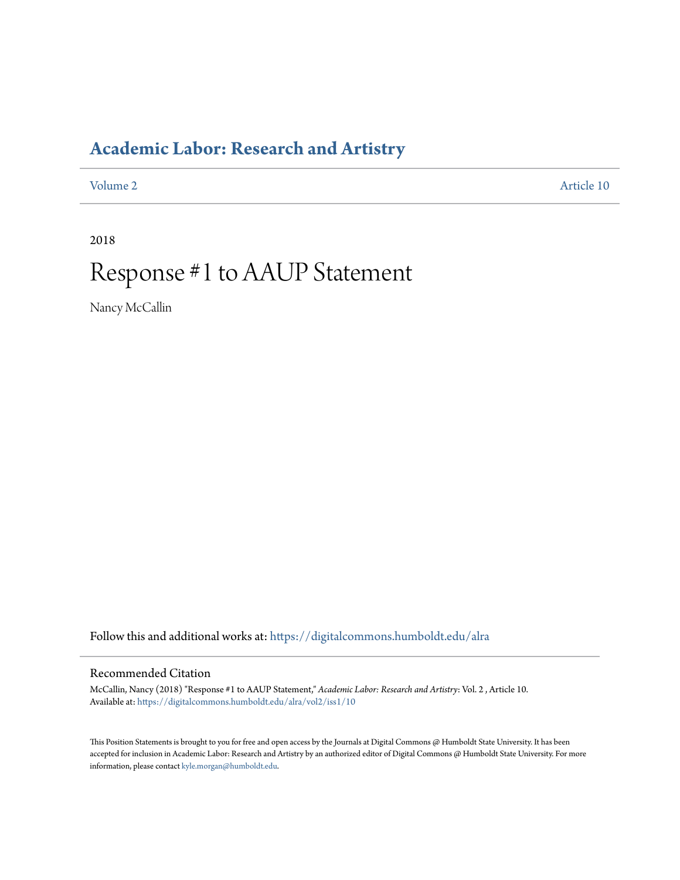# Academic Labor: Research and Artistry

Volume 2 Article 10

2018

# Response #1 to AAUP Statement

Nancy McCallin

Follow this and additional works at: https://digitalcommons.humboldt.edu/alra

## Recommended Citation

McCallin, Nancy (2018) "Response #1 to AAUP Statement," *Academic Labor: Research and Artistry*: Vol. 2 , Article 10.
Available at: https://digitalcommons.humboldt.edu/alra/vol2/iss1/10

This Position Statements is brought to you for free and open access by the Journals at Digital Commons @ Humboldt State University. It has been accepted for inclusion in Academic Labor: Research and Artistry by an authorized editor of Digital Commons @ Humboldt State University. For more information, please contact kyle.morgan@humboldt.edu.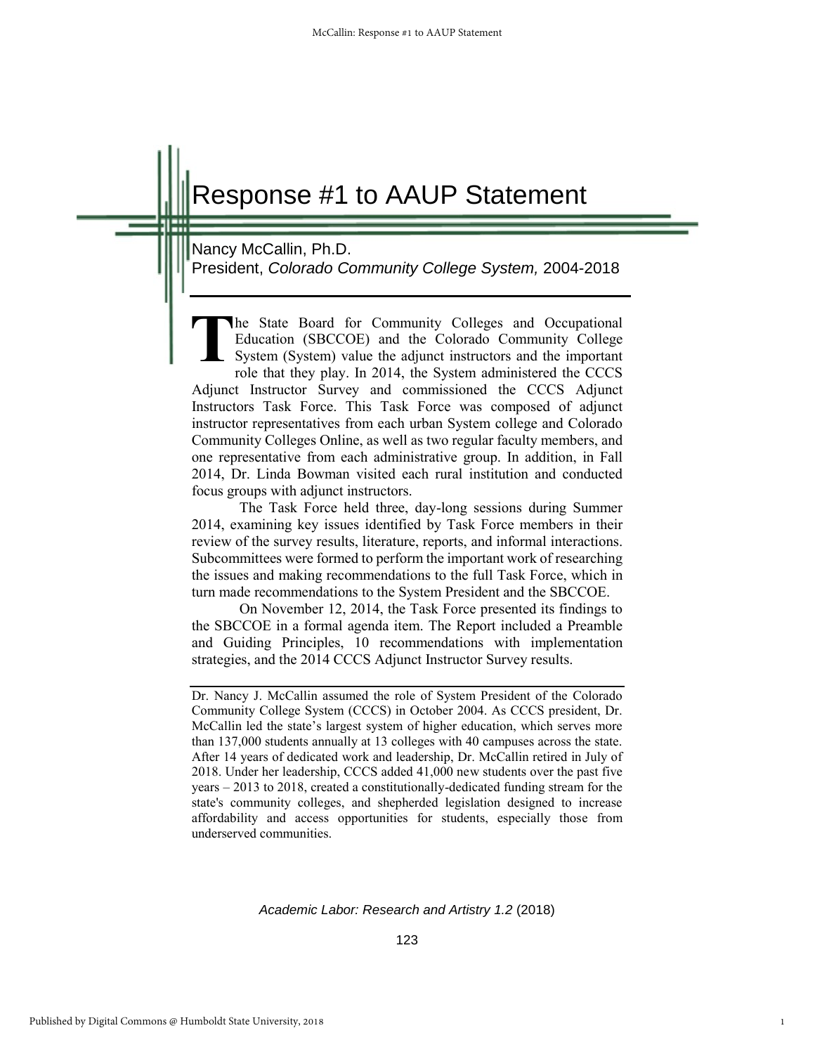# Response #1 to AAUP Statement

Nancy McCallin, Ph.D.
President, *Colorado Community College System,* 2004-2018

The State Board for Community Colleges and Occupational Education (SBCCOE) and the Colorado Community College System (System) value the adjunct instructors and the important role that they play. In 2014, the System administered the CCCS Adjunct Instructor Survey and commissioned the CCCS Adjunct Instructors Task Force. This Task Force was composed of adjunct instructor representatives from each urban System college and Colorado Community Colleges Online, as well as two regular faculty members, and one representative from each administrative group. In addition, in Fall 2014, Dr. Linda Bowman visited each rural institution and conducted focus groups with adjunct instructors.

The Task Force held three, day-long sessions during Summer 2014, examining key issues identified by Task Force members in their review of the survey results, literature, reports, and informal interactions. Subcommittees were formed to perform the important work of researching the issues and making recommendations to the full Task Force, which in turn made recommendations to the System President and the SBCCOE.

On November 12, 2014, the Task Force presented its findings to the SBCCOE in a formal agenda item. The Report included a Preamble and Guiding Principles, 10 recommendations with implementation strategies, and the 2014 CCCS Adjunct Instructor Survey results.

---

Dr. Nancy J. McCallin assumed the role of System President of the Colorado Community College System (CCCS) in October 2004. As CCCS president, Dr. McCallin led the state's largest system of higher education, which serves more than 137,000 students annually at 13 colleges with 40 campuses across the state. After 14 years of dedicated work and leadership, Dr. McCallin retired in July of 2018. Under her leadership, CCCS added 41,000 new students over the past five years – 2013 to 2018, created a constitutionally-dedicated funding stream for the state's community colleges, and shepherded legislation designed to increase affordability and access opportunities for students, especially those from underserved communities.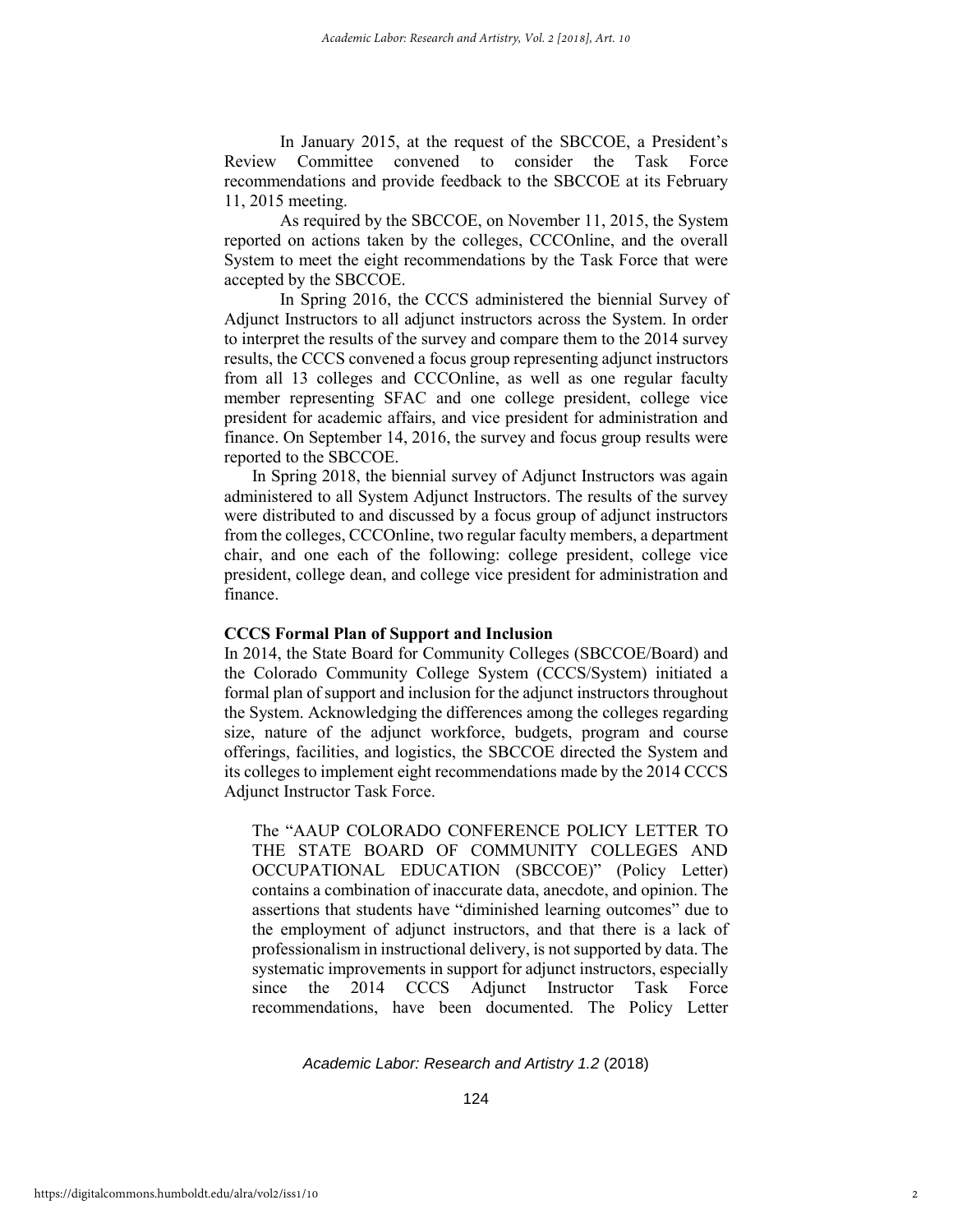In January 2015, at the request of the SBCCOE, a President's Review Committee convened to consider the Task Force recommendations and provide feedback to the SBCCOE at its February 11, 2015 meeting.

As required by the SBCCOE, on November 11, 2015, the System reported on actions taken by the colleges, CCCOnline, and the overall System to meet the eight recommendations by the Task Force that were accepted by the SBCCOE.

In Spring 2016, the CCCS administered the biennial Survey of Adjunct Instructors to all adjunct instructors across the System. In order to interpret the results of the survey and compare them to the 2014 survey results, the CCCS convened a focus group representing adjunct instructors from all 13 colleges and CCCOnline, as well as one regular faculty member representing SFAC and one college president, college vice president for academic affairs, and vice president for administration and finance. On September 14, 2016, the survey and focus group results were reported to the SBCCOE.

In Spring 2018, the biennial survey of Adjunct Instructors was again administered to all System Adjunct Instructors. The results of the survey were distributed to and discussed by a focus group of adjunct instructors from the colleges, CCCOnline, two regular faculty members, a department chair, and one each of the following: college president, college vice president, college dean, and college vice president for administration and finance.

**CCCS Formal Plan of Support and Inclusion**

In 2014, the State Board for Community Colleges (SBCCOE/Board) and the Colorado Community College System (CCCS/System) initiated a formal plan of support and inclusion for the adjunct instructors throughout the System. Acknowledging the differences among the colleges regarding size, nature of the adjunct workforce, budgets, program and course offerings, facilities, and logistics, the SBCCOE directed the System and its colleges to implement eight recommendations made by the 2014 CCCS Adjunct Instructor Task Force.

> The "AAUP COLORADO CONFERENCE POLICY LETTER TO THE STATE BOARD OF COMMUNITY COLLEGES AND OCCUPATIONAL EDUCATION (SBCCOE)" (Policy Letter) contains a combination of inaccurate data, anecdote, and opinion. The assertions that students have "diminished learning outcomes" due to the employment of adjunct instructors, and that there is a lack of professionalism in instructional delivery, is not supported by data. The systematic improvements in support for adjunct instructors, especially since the 2014 CCCS Adjunct Instructor Task Force recommendations, have been documented. The Policy Letter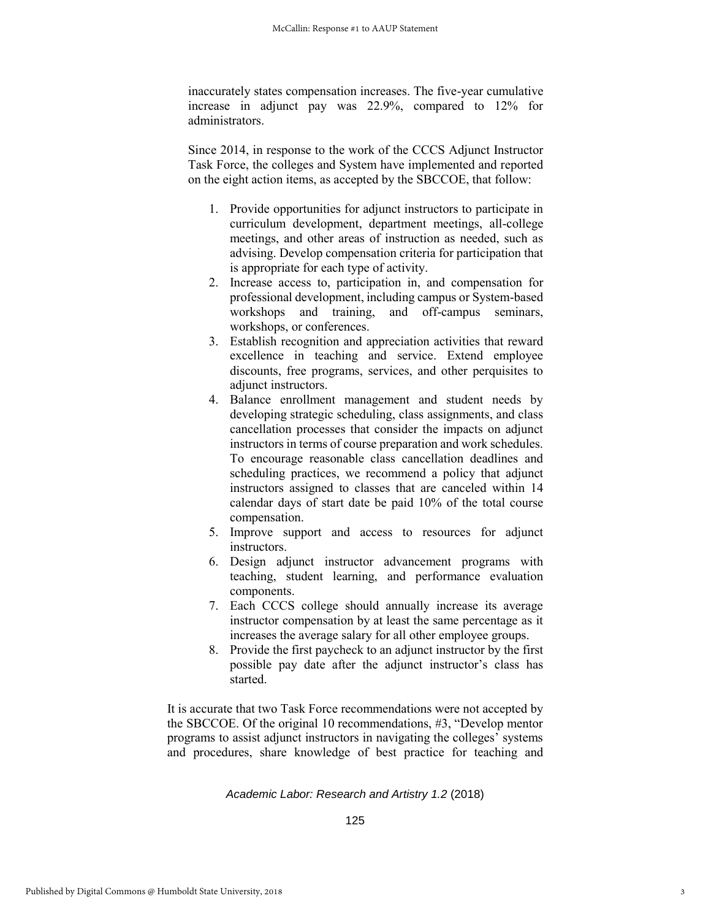inaccurately states compensation increases. The five-year cumulative increase in adjunct pay was 22.9%, compared to 12% for administrators.

Since 2014, in response to the work of the CCCS Adjunct Instructor Task Force, the colleges and System have implemented and reported on the eight action items, as accepted by the SBCCOE, that follow:

1. Provide opportunities for adjunct instructors to participate in curriculum development, department meetings, all-college meetings, and other areas of instruction as needed, such as advising. Develop compensation criteria for participation that is appropriate for each type of activity.
2. Increase access to, participation in, and compensation for professional development, including campus or System-based workshops and training, and off-campus seminars, workshops, or conferences.
3. Establish recognition and appreciation activities that reward excellence in teaching and service. Extend employee discounts, free programs, services, and other perquisites to adjunct instructors.
4. Balance enrollment management and student needs by developing strategic scheduling, class assignments, and class cancellation processes that consider the impacts on adjunct instructors in terms of course preparation and work schedules. To encourage reasonable class cancellation deadlines and scheduling practices, we recommend a policy that adjunct instructors assigned to classes that are canceled within 14 calendar days of start date be paid 10% of the total course compensation.
5. Improve support and access to resources for adjunct instructors.
6. Design adjunct instructor advancement programs with teaching, student learning, and performance evaluation components.
7. Each CCCS college should annually increase its average instructor compensation by at least the same percentage as it increases the average salary for all other employee groups.
8. Provide the first paycheck to an adjunct instructor by the first possible pay date after the adjunct instructor's class has started.

It is accurate that two Task Force recommendations were not accepted by the SBCCOE. Of the original 10 recommendations, #3, "Develop mentor programs to assist adjunct instructors in navigating the colleges' systems and procedures, share knowledge of best practice for teaching and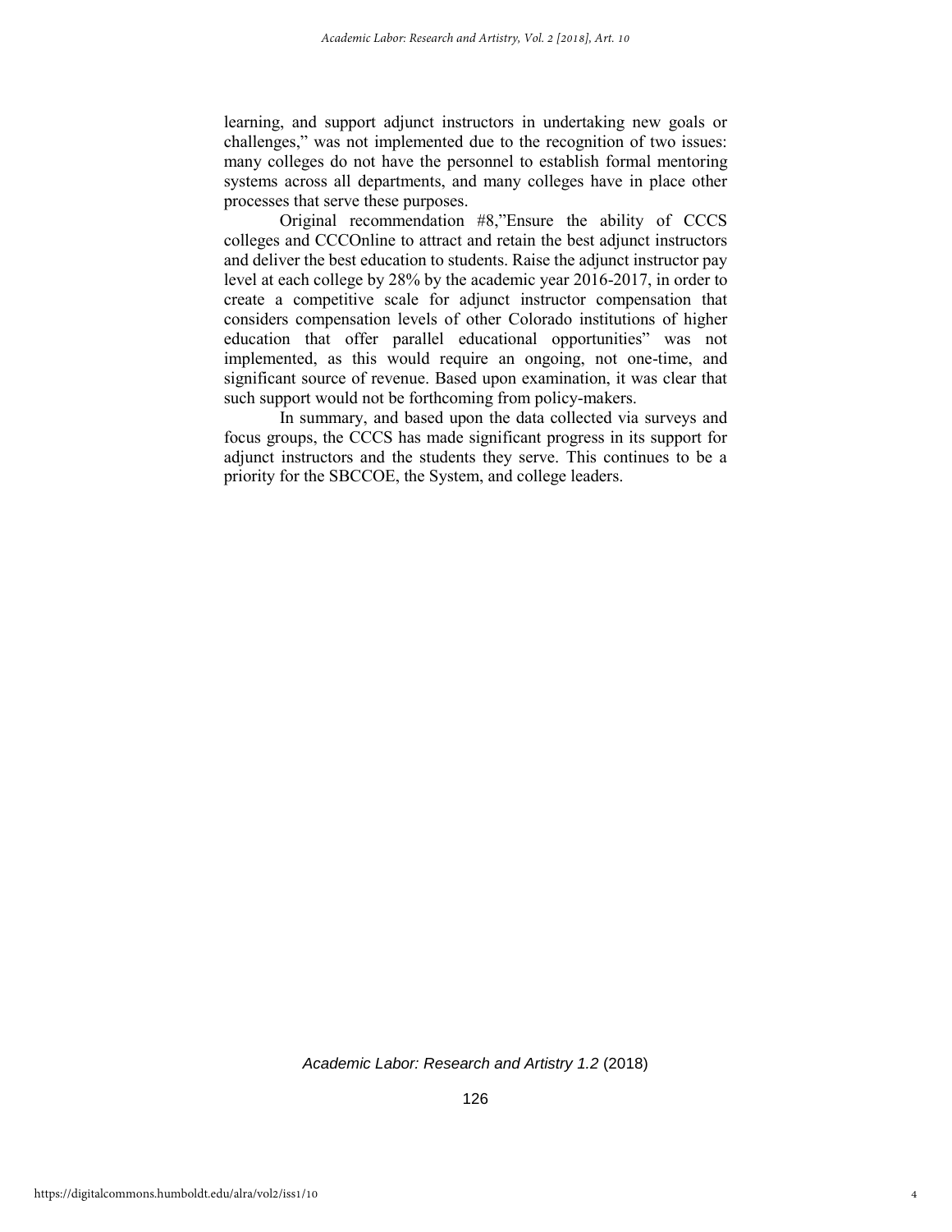learning, and support adjunct instructors in undertaking new goals or challenges," was not implemented due to the recognition of two issues: many colleges do not have the personnel to establish formal mentoring systems across all departments, and many colleges have in place other processes that serve these purposes.

Original recommendation #8,"Ensure the ability of CCCS colleges and CCCOnline to attract and retain the best adjunct instructors and deliver the best education to students. Raise the adjunct instructor pay level at each college by 28% by the academic year 2016-2017, in order to create a competitive scale for adjunct instructor compensation that considers compensation levels of other Colorado institutions of higher education that offer parallel educational opportunities" was not implemented, as this would require an ongoing, not one-time, and significant source of revenue. Based upon examination, it was clear that such support would not be forthcoming from policy-makers.

In summary, and based upon the data collected via surveys and focus groups, the CCCS has made significant progress in its support for adjunct instructors and the students they serve. This continues to be a priority for the SBCCOE, the System, and college leaders.